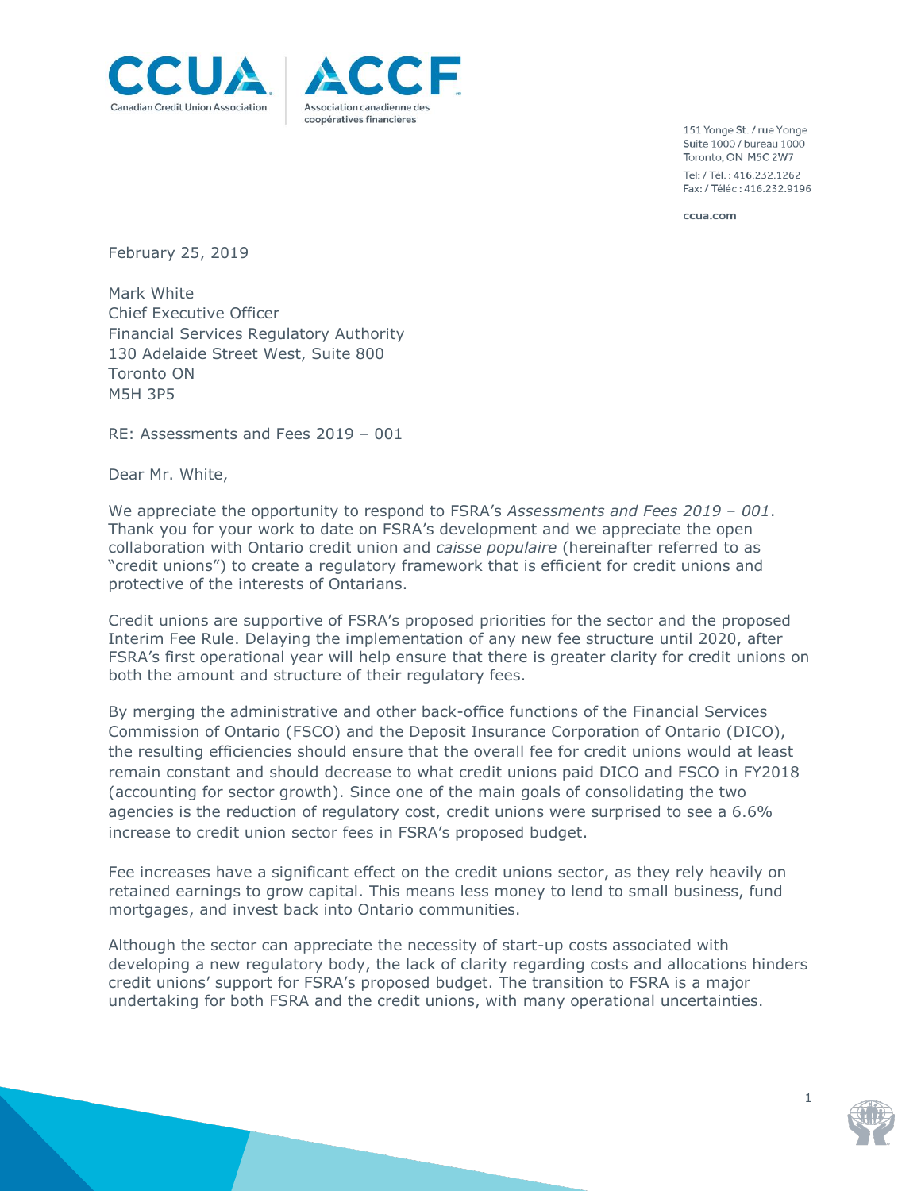CCUA | ACCF

Canadian Credit Union Association | Association canadienne des coopératives financières

151 Yonge St. / rue Yonge
Suite 1000 / bureau 1000
Toronto, ON M5C 2W7

Tel: / Tél. : 416.232.1262
Fax: / Téléc : 416.232.9196

ccua.com

February 25, 2019

Mark White
Chief Executive Officer
Financial Services Regulatory Authority
130 Adelaide Street West, Suite 800
Toronto ON
M5H 3P5

RE: Assessments and Fees 2019 – 001

Dear Mr. White,

We appreciate the opportunity to respond to FSRA's *Assessments and Fees 2019 – 001*. Thank you for your work to date on FSRA's development and we appreciate the open collaboration with Ontario credit union and *caisse populaire* (hereinafter referred to as "credit unions") to create a regulatory framework that is efficient for credit unions and protective of the interests of Ontarians.

Credit unions are supportive of FSRA's proposed priorities for the sector and the proposed Interim Fee Rule. Delaying the implementation of any new fee structure until 2020, after FSRA's first operational year will help ensure that there is greater clarity for credit unions on both the amount and structure of their regulatory fees.

By merging the administrative and other back-office functions of the Financial Services Commission of Ontario (FSCO) and the Deposit Insurance Corporation of Ontario (DICO), the resulting efficiencies should ensure that the overall fee for credit unions would at least remain constant and should decrease to what credit unions paid DICO and FSCO in FY2018 (accounting for sector growth). Since one of the main goals of consolidating the two agencies is the reduction of regulatory cost, credit unions were surprised to see a 6.6% increase to credit union sector fees in FSRA's proposed budget.

Fee increases have a significant effect on the credit unions sector, as they rely heavily on retained earnings to grow capital. This means less money to lend to small business, fund mortgages, and invest back into Ontario communities.

Although the sector can appreciate the necessity of start-up costs associated with developing a new regulatory body, the lack of clarity regarding costs and allocations hinders credit unions' support for FSRA's proposed budget. The transition to FSRA is a major undertaking for both FSRA and the credit unions, with many operational uncertainties.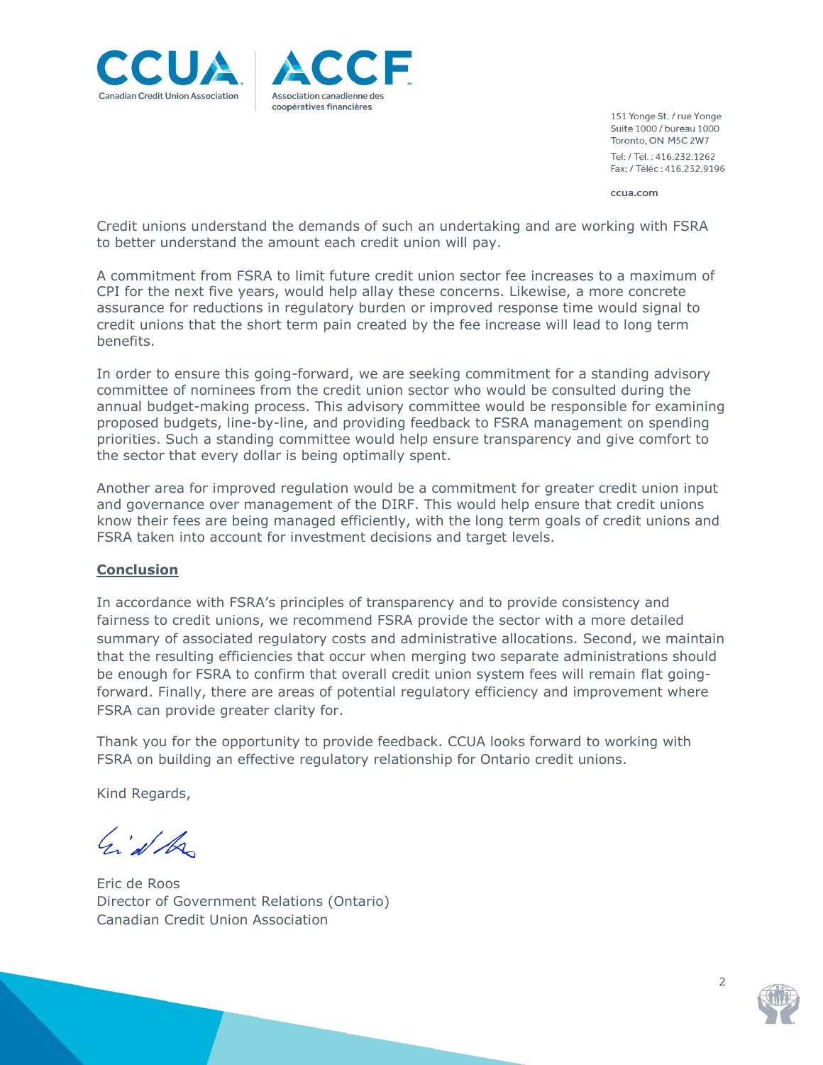Credit unions understand the demands of such an undertaking and are working with FSRA to better understand the amount each credit union will pay.

A commitment from FSRA to limit future credit union sector fee increases to a maximum of CPI for the next five years, would help allay these concerns. Likewise, a more concrete assurance for reductions in regulatory burden or improved response time would signal to credit unions that the short term pain created by the fee increase will lead to long term benefits.

In order to ensure this going-forward, we are seeking commitment for a standing advisory committee of nominees from the credit union sector who would be consulted during the annual budget-making process. This advisory committee would be responsible for examining proposed budgets, line-by-line, and providing feedback to FSRA management on spending priorities. Such a standing committee would help ensure transparency and give comfort to the sector that every dollar is being optimally spent.

Another area for improved regulation would be a commitment for greater credit union input and governance over management of the DIRF. This would help ensure that credit unions know their fees are being managed efficiently, with the long term goals of credit unions and FSRA taken into account for investment decisions and target levels.

## Conclusion

In accordance with FSRA's principles of transparency and to provide consistency and fairness to credit unions, we recommend FSRA provide the sector with a more detailed summary of associated regulatory costs and administrative allocations. Second, we maintain that the resulting efficiencies that occur when merging two separate administrations should be enough for FSRA to confirm that overall credit union system fees will remain flat going-forward. Finally, there are areas of potential regulatory efficiency and improvement where FSRA can provide greater clarity for.

Thank you for the opportunity to provide feedback. CCUA looks forward to working with FSRA on building an effective regulatory relationship for Ontario credit unions.

Kind Regards,

Eric de Roos
Director of Government Relations (Ontario)
Canadian Credit Union Association